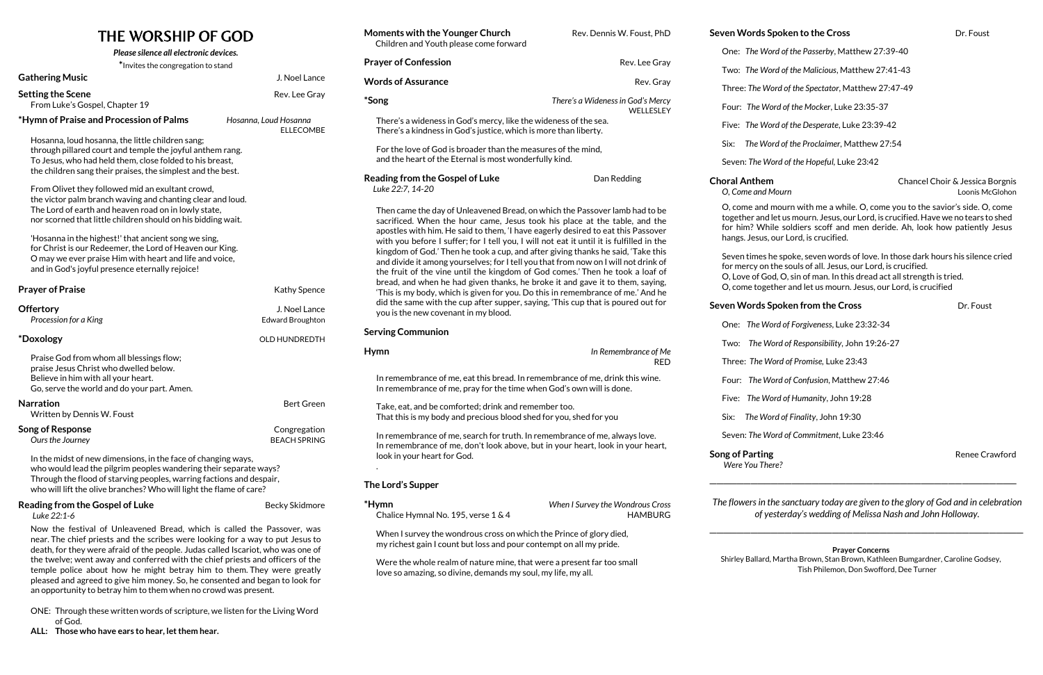# THE WORSHIP OF GOD

*Please silence all electronic devices.*

*Invites the congregation to stand

**Gathering Music** — J. Noel Lance

**Setting the Scene** — Rev. Lee Gray
From Luke's Gospel, Chapter 19

**\*Hymn of Praise and Procession of Palms** — *Hosanna, Loud Hosanna* ELLECOMBE

Hosanna, loud hosanna, the little children sang;
through pillared court and temple the joyful anthem rang.
To Jesus, who had held them, close folded to his breast,
the children sang their praises, the simplest and the best.

From Olivet they followed mid an exultant crowd,
the victor palm branch waving and chanting clear and loud.
The Lord of earth and heaven road on in lowly state,
nor scorned that little children should on his bidding wait.

'Hosanna in the highest!' that ancient song we sing,
for Christ is our Redeemer, the Lord of Heaven our King.
O may we ever praise Him with heart and life and voice,
and in God's joyful presence eternally rejoice!

**Prayer of Praise** — Kathy Spence

**Offertory** — J. Noel Lance
*Procession for a King* — Edward Broughton

**\*Doxology** — OLD HUNDREDTH

Praise God from whom all blessings flow;
praise Jesus Christ who dwelled below.
Believe in him with all your heart.
Go, serve the world and do your part. Amen.

**Narration** — Bert Green
Written by Dennis W. Foust

**Song of Response** — Congregation
*Ours the Journey* — BEACH SPRING

In the midst of new dimensions, in the face of changing ways,
who would lead the pilgrim peoples wandering their separate ways?
Through the flood of starving peoples, warring factions and despair,
who will lift the olive branches? Who will light the flame of care?

**Reading from the Gospel of Luke** — Becky Skidmore
*Luke 22:1-6*

Now the festival of Unleavened Bread, which is called the Passover, was near. The chief priests and the scribes were looking for a way to put Jesus to death, for they were afraid of the people. Judas called Iscariot, who was one of the twelve; went away and conferred with the chief priests and officers of the temple police about how he might betray him to them. They were greatly pleased and agreed to give him money. So, he consented and began to look for an opportunity to betray him to them when no crowd was present.

ONE: Through these written words of scripture, we listen for the Living Word of God.
**ALL: Those who have ears to hear, let them hear.**

**Moments with the Younger Church** — Rev. Dennis W. Foust, PhD
Children and Youth please come forward

**Prayer of Confession** — Rev. Lee Gray

**Words of Assurance** — Rev. Gray

**\*Song** — *There's a Wideness in God's Mercy* WELLESLEY

There's a wideness in God's mercy, like the wideness of the sea.
There's a kindness in God's justice, which is more than liberty.

For the love of God is broader than the measures of the mind,
and the heart of the Eternal is most wonderfully kind.

**Reading from the Gospel of Luke** — Dan Redding
*Luke 22:7, 14-20*

Then came the day of Unleavened Bread, on which the Passover lamb had to be sacrificed. When the hour came, Jesus took his place at the table, and the apostles with him. He said to them, 'I have eagerly desired to eat this Passover with you before I suffer; for I tell you, I will not eat it until it is fulfilled in the kingdom of God.' Then he took a cup, and after giving thanks he said, 'Take this and divide it among yourselves; for I tell you that from now on I will not drink of the fruit of the vine until the kingdom of God comes.' Then he took a loaf of bread, and when he had given thanks, he broke it and gave it to them, saying, 'This is my body, which is given for you. Do this in remembrance of me.' And he did the same with the cup after supper, saying, 'This cup that is poured out for you is the new covenant in my blood.

**Serving Communion**

**Hymn** — *In Remembrance of Me* RED

In remembrance of me, eat this bread. In remembrance of me, drink this wine.
In remembrance of me, pray for the time when God's own will is done.

Take, eat, and be comforted; drink and remember too.
That this is my body and precious blood shed for you, shed for you

In remembrance of me, search for truth. In remembrance of me, always love.
In remembrance of me, don't look above, but in your heart, look in your heart, look in your heart for God.

.

**The Lord's Supper**

**\*Hymn** — *When I Survey the Wondrous Cross*
Chalice Hymnal No. 195, verse 1 & 4 — HAMBURG

When I survey the wondrous cross on which the Prince of glory died,
my richest gain I count but loss and pour contempt on all my pride.

Were the whole realm of nature mine, that were a present far too small
love so amazing, so divine, demands my soul, my life, my all.

**Seven Words Spoken to the Cross** — Dr. Foust

One: *The Word of the Passerby*, Matthew 27:39-40

Two: *The Word of the Malicious*, Matthew 27:41-43

Three: *The Word of the Spectator*, Matthew 27:47-49

Four: *The Word of the Mocker*, Luke 23:35-37

Five: *The Word of the Desperate*, Luke 23:39-42

Six: *The Word of the Proclaimer*, Matthew 27:54

Seven: *The Word of the Hopeful*, Luke 23:42

**Choral Anthem** — Chancel Choir & Jessica Borgnis
*O, Come and Mourn* — Loonis McGlohon

O, come and mourn with me a while. O, come you to the savior's side. O, come together and let us mourn. Jesus, our Lord, is crucified. Have we no tears to shed for him? While soldiers scoff and men deride. Ah, look how patiently Jesus hangs. Jesus, our Lord, is crucified.

Seven times he spoke, seven words of love. In those dark hours his silence cried for mercy on the souls of all. Jesus, our Lord, is crucified.
O, Love of God, O, sin of man. In this dread act all strength is tried.
O, come together and let us mourn. Jesus, our Lord, is crucified

**Seven Words Spoken from the Cross** — Dr. Foust

One: *The Word of Forgiveness*, Luke 23:32-34

Two: *The Word of Responsibility*, John 19:26-27

Three: *The Word of Promise*, Luke 23:43

Four: *The Word of Confusion*, Matthew 27:46

Five: *The Word of Humanity*, John 19:28

Six: *The Word of Finality*, John 19:30

Seven: *The Word of Commitment*, Luke 23:46

**Song of Parting** — Renee Crawford
*Were You There?*

---

*The flowers in the sanctuary today are given to the glory of God and in celebration of yesterday's wedding of Melissa Nash and John Holloway.*

---

**Prayer Concerns**

Shirley Ballard, Martha Brown, Stan Brown, Kathleen Bumgardner, Caroline Godsey, Tish Philemon, Don Swofford, Dee Turner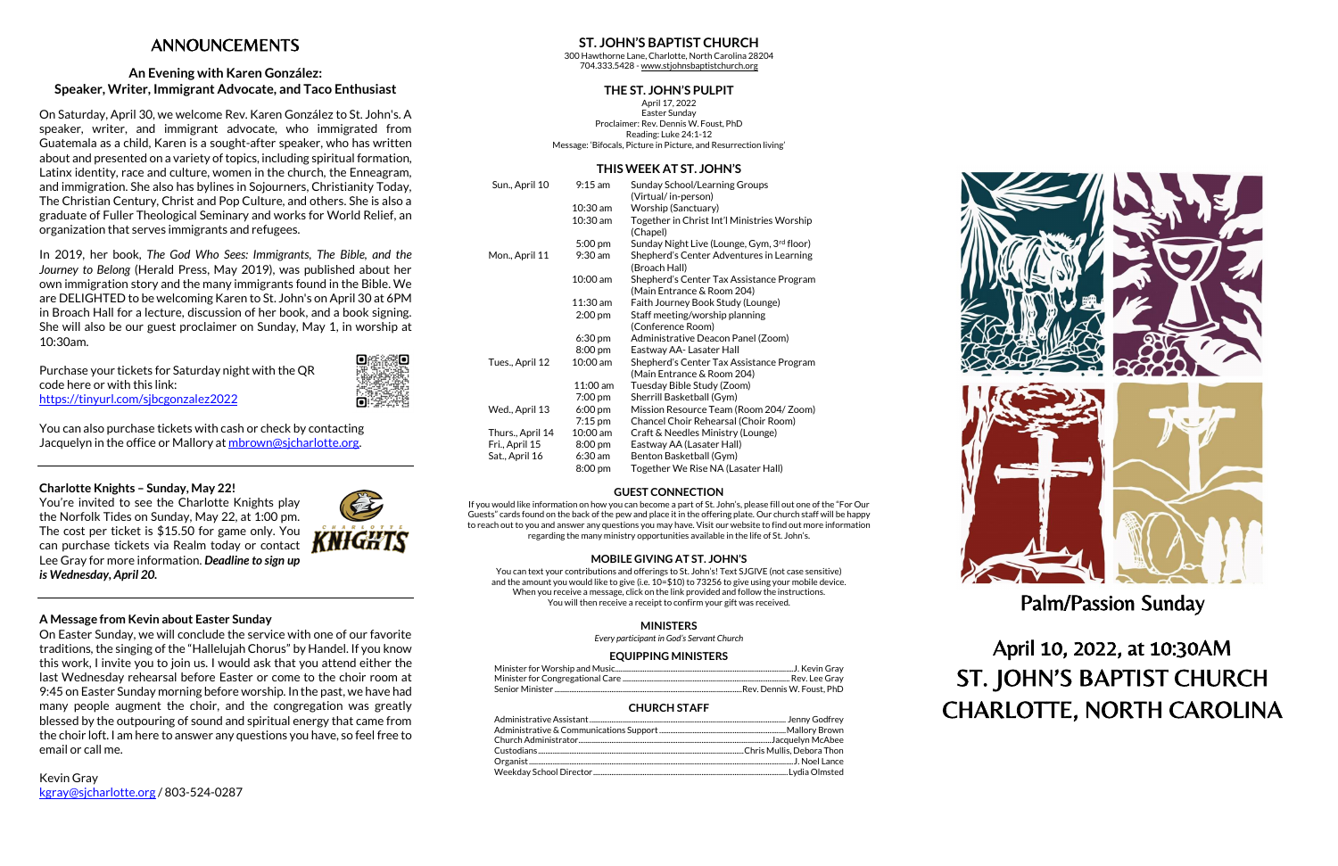# ANNOUNCEMENTS

### An Evening with Karen González: Speaker, Writer, Immigrant Advocate, and Taco Enthusiast

On Saturday, April 30, we welcome Rev. Karen González to St. John's. A speaker, writer, and immigrant advocate, who immigrated from Guatemala as a child, Karen is a sought-after speaker, who has written about and presented on a variety of topics, including spiritual formation, Latinx identity, race and culture, women in the church, the Enneagram, and immigration. She also has bylines in Sojourners, Christianity Today, The Christian Century, Christ and Pop Culture, and others. She is also a graduate of Fuller Theological Seminary and works for World Relief, an organization that serves immigrants and refugees.

In 2019, her book, *The God Who Sees: Immigrants, The Bible, and the Journey to Belong* (Herald Press, May 2019), was published about her own immigration story and the many immigrants found in the Bible. We are DELIGHTED to be welcoming Karen to St. John's on April 30 at 6PM in Broach Hall for a lecture, discussion of her book, and a book signing. She will also be our guest proclaimer on Sunday, May 1, in worship at 10:30am.

Purchase your tickets for Saturday night with the QR code here or with this link: https://tinyurl.com/sjbcgonzalez2022

You can also purchase tickets with cash or check by contacting Jacquelyn in the office or Mallory at mbrown@sjcharlotte.org.

---

**Charlotte Knights – Sunday, May 22!**

You're invited to see the Charlotte Knights play the Norfolk Tides on Sunday, May 22, at 1:00 pm. The cost per ticket is $15.50 for game only. You can purchase tickets via Realm today or contact Lee Gray for more information. ***Deadline to sign up is Wednesday, April 20.***

---

**A Message from Kevin about Easter Sunday**

On Easter Sunday, we will conclude the service with one of our favorite traditions, the singing of the "Hallelujah Chorus" by Handel. If you know this work, I invite you to join us. I would ask that you attend either the last Wednesday rehearsal before Easter or come to the choir room at 9:45 on Easter Sunday morning before worship. In the past, we have had many people augment the choir, and the congregation was greatly blessed by the outpouring of sound and spiritual energy that came from the choir loft. I am here to answer any questions you have, so feel free to email or call me.

Kevin Gray
kgray@sjcharlotte.org / 803-524-0287

## ST. JOHN'S BAPTIST CHURCH

300 Hawthorne Lane, Charlotte, North Carolina 28204
704.333.5428 - www.stjohnsbaptistchurch.org

### THE ST. JOHN'S PULPIT

April 17, 2022
Easter Sunday
Proclaimer: Rev. Dennis W. Foust, PhD
Reading: Luke 24:1-12
Message: 'Bifocals, Picture in Picture, and Resurrection living'

### THIS WEEK AT ST. JOHN'S

| | | |
|---|---|---|
| Sun., April 10 | 9:15 am | Sunday School/Learning Groups (Virtual/ in-person) |
| | 10:30 am | Worship (Sanctuary) |
| | 10:30 am | Together in Christ Int'l Ministries Worship (Chapel) |
| | 5:00 pm | Sunday Night Live (Lounge, Gym, 3rd floor) |
| Mon., April 11 | 9:30 am | Shepherd's Center Adventures in Learning (Broach Hall) |
| | 10:00 am | Shepherd's Center Tax Assistance Program (Main Entrance & Room 204) |
| | 11:30 am | Faith Journey Book Study (Lounge) |
| | 2:00 pm | Staff meeting/worship planning (Conference Room) |
| | 6:30 pm | Administrative Deacon Panel (Zoom) |
| | 8:00 pm | Eastway AA- Lasater Hall |
| Tues., April 12 | 10:00 am | Shepherd's Center Tax Assistance Program (Main Entrance & Room 204) |
| | 11:00 am | Tuesday Bible Study (Zoom) |
| | 7:00 pm | Sherrill Basketball (Gym) |
| Wed., April 13 | 6:00 pm | Mission Resource Team (Room 204/ Zoom) |
| | 7:15 pm | Chancel Choir Rehearsal (Choir Room) |
| Thurs., April 14 | 10:00 am | Craft & Needles Ministry (Lounge) |
| Fri., April 15 | 8:00 pm | Eastway AA (Lasater Hall) |
| Sat., April 16 | 6:30 am | Benton Basketball (Gym) |
| | 8:00 pm | Together We Rise NA (Lasater Hall) |

### GUEST CONNECTION

If you would like information on how you can become a part of St. John's, please fill out one of the "For Our Guests" cards found on the back of the pew and place it in the offering plate. Our church staff will be happy to reach out to you and answer any questions you may have. Visit our website to find out more information regarding the many ministry opportunities available in the life of St. John's.

### MOBILE GIVING AT ST. JOHN'S

You can text your contributions and offerings to St. John's! Text SJGIVE (not case sensitive) and the amount you would like to give (i.e. 10=$10) to 73256 to give using your mobile device. When you receive a message, click on the link provided and follow the instructions. You will then receive a receipt to confirm your gift was received.

### MINISTERS

*Every participant in God's Servant Church*

### EQUIPPING MINISTERS

Minister for Worship and Music ........ J. Kevin Gray
Minister for Congregational Care ........ Rev. Lee Gray
Senior Minister ........ Rev. Dennis W. Foust, PhD

### CHURCH STAFF

Administrative Assistant ........ Jenny Godfrey
Administrative & Communications Support ........ Mallory Brown
Church Administrator ........ Jacquelyn McAbee
Custodians ........ Chris Mullis, Debora Thon
Organist ........ J. Noel Lance
Weekday School Director ........ Lydia Olmsted

# Palm/Passion Sunday

## April 10, 2022, at 10:30AM
## ST. JOHN'S BAPTIST CHURCH
## CHARLOTTE, NORTH CAROLINA